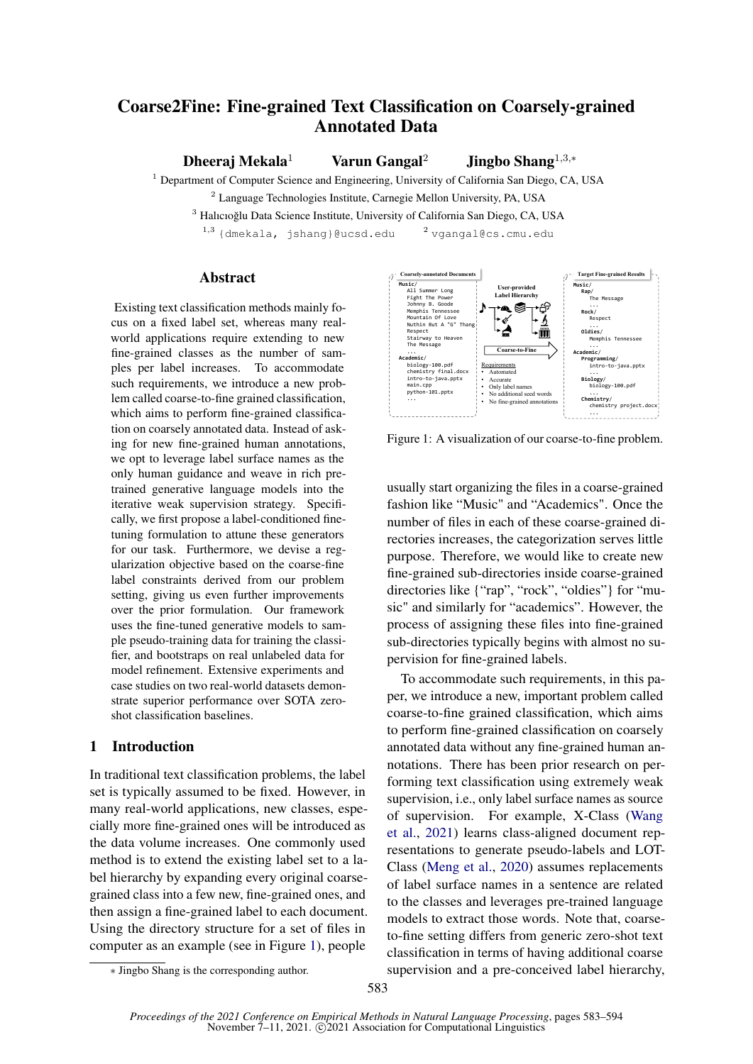# Coarse2Fine: Fine-grained Text Classification on Coarsely-grained Annotated Data

**Dheeraj Mekala**[1] **Varun Gangal**[2] **Jingbo Shang**[1,3,*]

[1] Department of Computer Science and Engineering, University of California San Diego, CA, USA

[2] Language Technologies Institute, Carnegie Mellon University, PA, USA

[3] Halıcıoğlu Data Science Institute, University of California San Diego, CA, USA

[1,3] {dmekala, jshang}@ucsd.edu [2] vgangal@cs.cmu.edu

## Abstract

Existing text classification methods mainly focus on a fixed label set, whereas many real-world applications require extending to new fine-grained classes as the number of samples per label increases. To accommodate such requirements, we introduce a new problem called coarse-to-fine grained classification, which aims to perform fine-grained classification on coarsely annotated data. Instead of asking for new fine-grained human annotations, we opt to leverage label surface names as the only human guidance and weave in rich pre-trained generative language models into the iterative weak supervision strategy. Specifically, we first propose a label-conditioned fine-tuning formulation to attune these generators for our task. Furthermore, we devise a regularization objective based on the coarse-fine label constraints derived from our problem setting, giving us even further improvements over the prior formulation. Our framework uses the fine-tuned generative models to sample pseudo-training data for training the classifier, and bootstraps on real unlabeled data for model refinement. Extensive experiments and case studies on two real-world datasets demonstrate superior performance over SOTA zero-shot classification baselines.

## 1 Introduction

In traditional text classification problems, the label set is typically assumed to be fixed. However, in many real-world applications, new classes, especially more fine-grained ones will be introduced as the data volume increases. One commonly used method is to extend the existing label set to a label hierarchy by expanding every original coarse-grained class into a few new, fine-grained ones, and then assign a fine-grained label to each document. Using the directory structure for a set of files in computer as an example (see in Figure 1), people usually start organizing the files in a coarse-grained fashion like "Music" and "Academics". Once the number of files in each of these coarse-grained directories increases, the categorization serves little purpose. Therefore, we would like to create new fine-grained sub-directories inside coarse-grained directories like {"rap", "rock", "oldies"} for "music" and similarly for "academics". However, the process of assigning these files into fine-grained sub-directories typically begins with almost no supervision for fine-grained labels.

Figure 1: A visualization of our coarse-to-fine problem.

To accommodate such requirements, in this paper, we introduce a new, important problem called coarse-to-fine grained classification, which aims to perform fine-grained classification on coarsely annotated data without any fine-grained human annotations. There has been prior research on performing text classification using extremely weak supervision, i.e., only label surface names as source of supervision. For example, X-Class (Wang et al., 2021) learns class-aligned document representations to generate pseudo-labels and LOT-Class (Meng et al., 2020) assumes replacements of label surface names in a sentence are related to the classes and leverages pre-trained language models to extract those words. Note that, coarse-to-fine setting differs from generic zero-shot text classification in terms of having additional coarse supervision and a pre-conceived label hierarchy,

* Jingbo Shang is the corresponding author.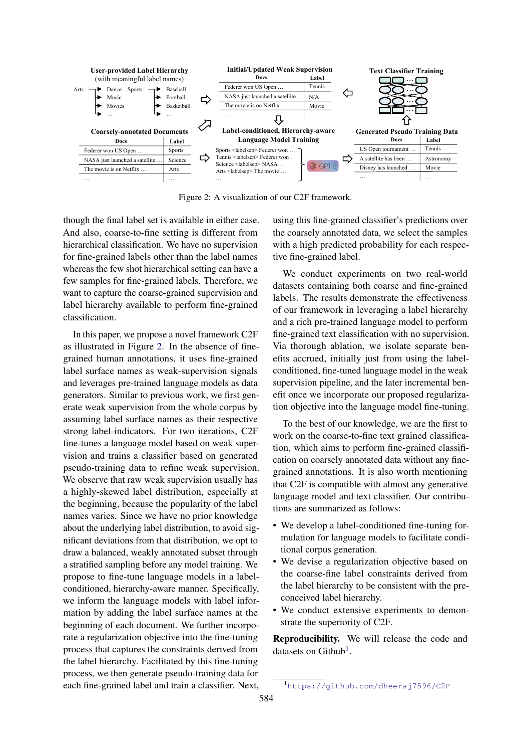Figure 2: A visualization of our C2F framework.

though the final label set is available in either case. And also, coarse-to-fine setting is different from hierarchical classification. We have no supervision for fine-grained labels other than the label names whereas the few shot hierarchical setting can have a few samples for fine-grained labels. Therefore, we want to capture the coarse-grained supervision and label hierarchy available to perform fine-grained classification.

In this paper, we propose a novel framework C2F as illustrated in Figure 2. In the absence of fine-grained human annotations, it uses fine-grained label surface names as weak-supervision signals and leverages pre-trained language models as data generators. Similar to previous work, we first generate weak supervision from the whole corpus by assuming label surface names as their respective strong label-indicators. For two iterations, C2F fine-tunes a language model based on weak supervision and trains a classifier based on generated pseudo-training data to refine weak supervision. We observe that raw weak supervision usually has a highly-skewed label distribution, especially at the beginning, because the popularity of the label names varies. Since we have no prior knowledge about the underlying label distribution, to avoid significant deviations from that distribution, we opt to draw a balanced, weakly annotated subset through a stratified sampling before any model training. We propose to fine-tune language models in a label-conditioned, hierarchy-aware manner. Specifically, we inform the language models with label information by adding the label surface names at the beginning of each document. We further incorporate a regularization objective into the fine-tuning process that captures the constraints derived from the label hierarchy. Facilitated by this fine-tuning process, we then generate pseudo-training data for each fine-grained label and train a classifier. Next, using this fine-grained classifier's predictions over the coarsely annotated data, we select the samples with a high predicted probability for each respective fine-grained label.

We conduct experiments on two real-world datasets containing both coarse and fine-grained labels. The results demonstrate the effectiveness of our framework in leveraging a label hierarchy and a rich pre-trained language model to perform fine-grained text classification with no supervision. Via thorough ablation, we isolate separate benefits accrued, initially just from using the label-conditioned, fine-tuned language model in the weak supervision pipeline, and the later incremental benefit once we incorporate our proposed regularization objective into the language model fine-tuning.

To the best of our knowledge, we are the first to work on the coarse-to-fine text grained classification, which aims to perform fine-grained classification on coarsely annotated data without any fine-grained annotations. It is also worth mentioning that C2F is compatible with almost any generative language model and text classifier. Our contributions are summarized as follows:

- We develop a label-conditioned fine-tuning formulation for language models to facilitate conditional corpus generation.
- We devise a regularization objective based on the coarse-fine label constraints derived from the label hierarchy to be consistent with the preconceived label hierarchy.
- We conduct extensive experiments to demonstrate the superiority of C2F.

**Reproducibility.** We will release the code and datasets on Github[1].

[1] https://github.com/dheeraj7596/C2F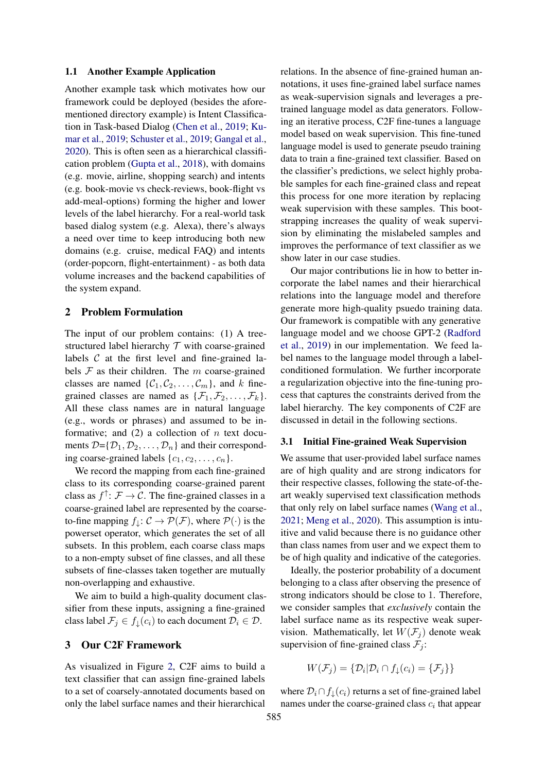### 1.1 Another Example Application

Another example task which motivates how our framework could be deployed (besides the aforementioned directory example) is Intent Classification in Task-based Dialog (Chen et al., 2019; Kumar et al., 2019; Schuster et al., 2019; Gangal et al., 2020). This is often seen as a hierarchical classification problem (Gupta et al., 2018), with domains (e.g. movie, airline, shopping search) and intents (e.g. book-movie vs check-reviews, book-flight vs add-meal-options) forming the higher and lower levels of the label hierarchy. For a real-world task based dialog system (e.g. Alexa), there's always a need over time to keep introducing both new domains (e.g. cruise, medical FAQ) and intents (order-popcorn, flight-entertainment) - as both data volume increases and the backend capabilities of the system expand.

## 2 Problem Formulation

The input of our problem contains: (1) A tree-structured label hierarchy $\mathcal{T}$ with coarse-grained labels $\mathcal{C}$ at the first level and fine-grained labels $\mathcal{F}$ as their children. The $m$ coarse-grained classes are named $\{\mathcal{C}_1, \mathcal{C}_2, \ldots, \mathcal{C}_m\}$, and $k$ fine-grained classes are named as $\{\mathcal{F}_1, \mathcal{F}_2, \ldots, \mathcal{F}_k\}$. All these class names are in natural language (e.g., words or phrases) and assumed to be informative; and (2) a collection of $n$ text documents $\mathcal{D}$=$\{\mathcal{D}_1, \mathcal{D}_2, \ldots, \mathcal{D}_n\}$ and their corresponding coarse-grained labels $\{c_1, c_2, \ldots, c_n\}$.

We record the mapping from each fine-grained class to its corresponding coarse-grained parent class as $f^{\uparrow}$: $\mathcal{F} \rightarrow \mathcal{C}$. The fine-grained classes in a coarse-grained label are represented by the coarse-to-fine mapping $f_{\downarrow}$: $\mathcal{C} \rightarrow \mathcal{P}(\mathcal{F})$, where $\mathcal{P}(\cdot)$ is the powerset operator, which generates the set of all subsets. In this problem, each coarse class maps to a non-empty subset of fine classes, and all these subsets of fine-classes taken together are mutually non-overlapping and exhaustive.

We aim to build a high-quality document classifier from these inputs, assigning a fine-grained class label $\mathcal{F}_j \in f_{\downarrow}(c_i)$ to each document $\mathcal{D}_i \in \mathcal{D}$.

## 3 Our C2F Framework

As visualized in Figure 2, C2F aims to build a text classifier that can assign fine-grained labels to a set of coarsely-annotated documents based on only the label surface names and their hierarchical relations. In the absence of fine-grained human annotations, it uses fine-grained label surface names as weak-supervision signals and leverages a pre-trained language model as data generators. Following an iterative process, C2F fine-tunes a language model based on weak supervision. This fine-tuned language model is used to generate pseudo training data to train a fine-grained text classifier. Based on the classifier's predictions, we select highly probable samples for each fine-grained class and repeat this process for one more iteration by replacing weak supervision with these samples. This bootstrapping increases the quality of weak supervision by eliminating the mislabeled samples and improves the performance of text classifier as we show later in our case studies.

Our major contributions lie in how to better incorporate the label names and their hierarchical relations into the language model and therefore generate more high-quality psuedo training data. Our framework is compatible with any generative language model and we choose GPT-2 (Radford et al., 2019) in our implementation. We feed label names to the language model through a label-conditioned formulation. We further incorporate a regularization objective into the fine-tuning process that captures the constraints derived from the label hierarchy. The key components of C2F are discussed in detail in the following sections.

### 3.1 Initial Fine-grained Weak Supervision

We assume that user-provided label surface names are of high quality and are strong indicators for their respective classes, following the state-of-the-art weakly supervised text classification methods that only rely on label surface names (Wang et al., 2021; Meng et al., 2020). This assumption is intuitive and valid because there is no guidance other than class names from user and we expect them to be of high quality and indicative of the categories.

Ideally, the posterior probability of a document belonging to a class after observing the presence of strong indicators should be close to 1. Therefore, we consider samples that *exclusively* contain the label surface name as its respective weak supervision. Mathematically, let $W(\mathcal{F}_j)$ denote weak supervision of fine-grained class $\mathcal{F}_j$:

$$W(\mathcal{F}_j) = \{\mathcal{D}_i | \mathcal{D}_i \cap f_{\downarrow}(c_i) = \{\mathcal{F}_j\}\}$$

where $\mathcal{D}_i \cap f_{\downarrow}(c_i)$ returns a set of fine-grained label names under the coarse-grained class $c_i$ that appear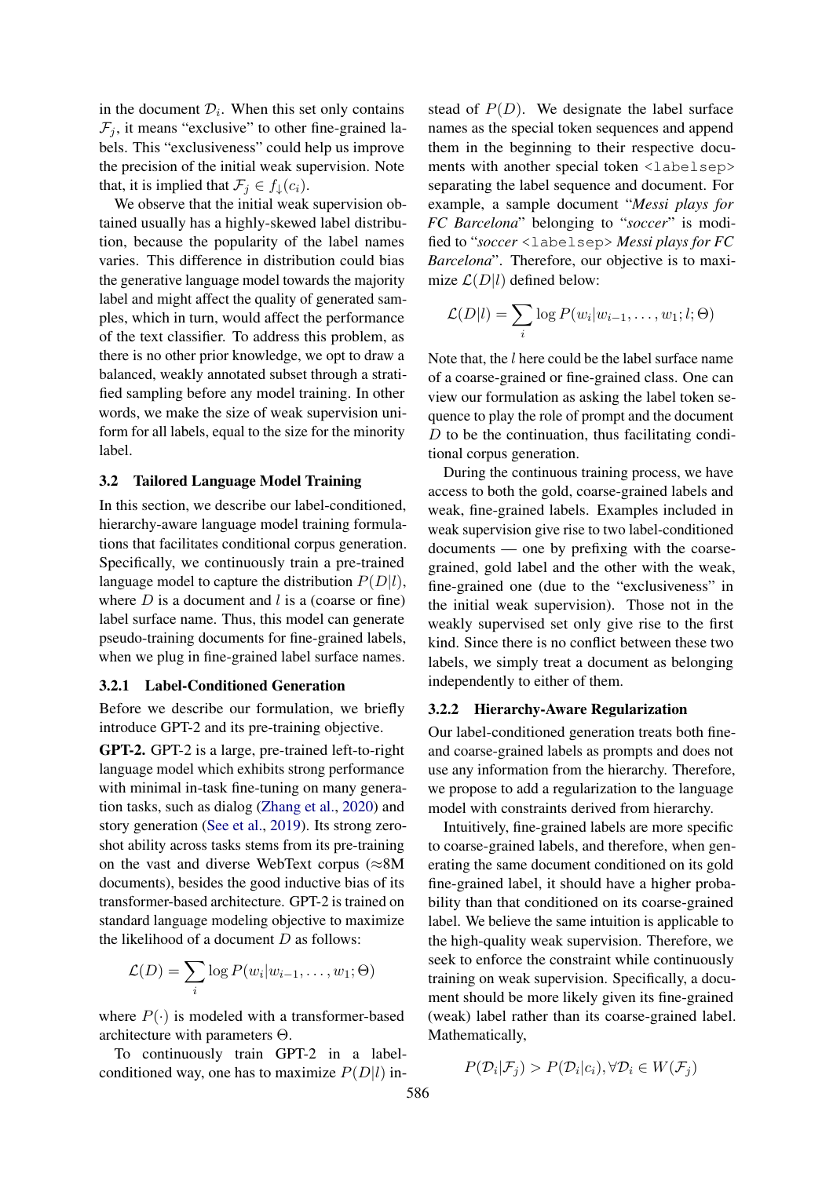in the document $\mathcal{D}_i$. When this set only contains $\mathcal{F}_j$, it means "exclusive" to other fine-grained labels. This "exclusiveness" could help us improve the precision of the initial weak supervision. Note that, it is implied that $\mathcal{F}_j \in f_{\downarrow}(c_i)$.

We observe that the initial weak supervision obtained usually has a highly-skewed label distribution, because the popularity of the label names varies. This difference in distribution could bias the generative language model towards the majority label and might affect the quality of generated samples, which in turn, would affect the performance of the text classifier. To address this problem, as there is no other prior knowledge, we opt to draw a balanced, weakly annotated subset through a stratified sampling before any model training. In other words, we make the size of weak supervision uniform for all labels, equal to the size for the minority label.

### 3.2 Tailored Language Model Training

In this section, we describe our label-conditioned, hierarchy-aware language model training formulations that facilitates conditional corpus generation. Specifically, we continuously train a pre-trained language model to capture the distribution $P(D|l)$, where $D$ is a document and $l$ is a (coarse or fine) label surface name. Thus, this model can generate pseudo-training documents for fine-grained labels, when we plug in fine-grained label surface names.

#### 3.2.1 Label-Conditioned Generation

Before we describe our formulation, we briefly introduce GPT-2 and its pre-training objective.

**GPT-2.** GPT-2 is a large, pre-trained left-to-right language model which exhibits strong performance with minimal in-task fine-tuning on many generation tasks, such as dialog (Zhang et al., 2020) and story generation (See et al., 2019). Its strong zero-shot ability across tasks stems from its pre-training on the vast and diverse WebText corpus ($\approx$8M documents), besides the good inductive bias of its transformer-based architecture. GPT-2 is trained on standard language modeling objective to maximize the likelihood of a document $D$ as follows:

$$\mathcal{L}(D) = \sum_i \log P(w_i | w_{i-1}, \dots, w_1; \Theta)$$

where $P(\cdot)$ is modeled with a transformer-based architecture with parameters $\Theta$.

To continuously train GPT-2 in a label-conditioned way, one has to maximize $P(D|l)$ instead of $P(D)$. We designate the label surface names as the special token sequences and append them in the beginning to their respective documents with another special token `<labelsep>` separating the label sequence and document. For example, a sample document "*Messi plays for FC Barcelona*" belonging to "*soccer*" is modified to "*soccer* `<labelsep>` *Messi plays for FC Barcelona*". Therefore, our objective is to maximize $\mathcal{L}(D|l)$ defined below:

$$\mathcal{L}(D|l) = \sum_i \log P(w_i | w_{i-1}, \dots, w_1; l; \Theta)$$

Note that, the $l$ here could be the label surface name of a coarse-grained or fine-grained class. One can view our formulation as asking the label token sequence to play the role of prompt and the document $D$ to be the continuation, thus facilitating conditional corpus generation.

During the continuous training process, we have access to both the gold, coarse-grained labels and weak, fine-grained labels. Examples included in weak supervision give rise to two label-conditioned documents — one by prefixing with the coarse-grained, gold label and the other with the weak, fine-grained one (due to the "exclusiveness" in the initial weak supervision). Those not in the weakly supervised set only give rise to the first kind. Since there is no conflict between these two labels, we simply treat a document as belonging independently to either of them.

#### 3.2.2 Hierarchy-Aware Regularization

Our label-conditioned generation treats both fine- and coarse-grained labels as prompts and does not use any information from the hierarchy. Therefore, we propose to add a regularization to the language model with constraints derived from hierarchy.

Intuitively, fine-grained labels are more specific to coarse-grained labels, and therefore, when generating the same document conditioned on its gold fine-grained label, it should have a higher probability than that conditioned on its coarse-grained label. We believe the same intuition is applicable to the high-quality weak supervision. Therefore, we seek to enforce the constraint while continuously training on weak supervision. Specifically, a document should be more likely given its fine-grained (weak) label rather than its coarse-grained label. Mathematically,

$$P(\mathcal{D}_i | \mathcal{F}_j) > P(\mathcal{D}_i | c_i), \forall \mathcal{D}_i \in W(\mathcal{F}_j)$$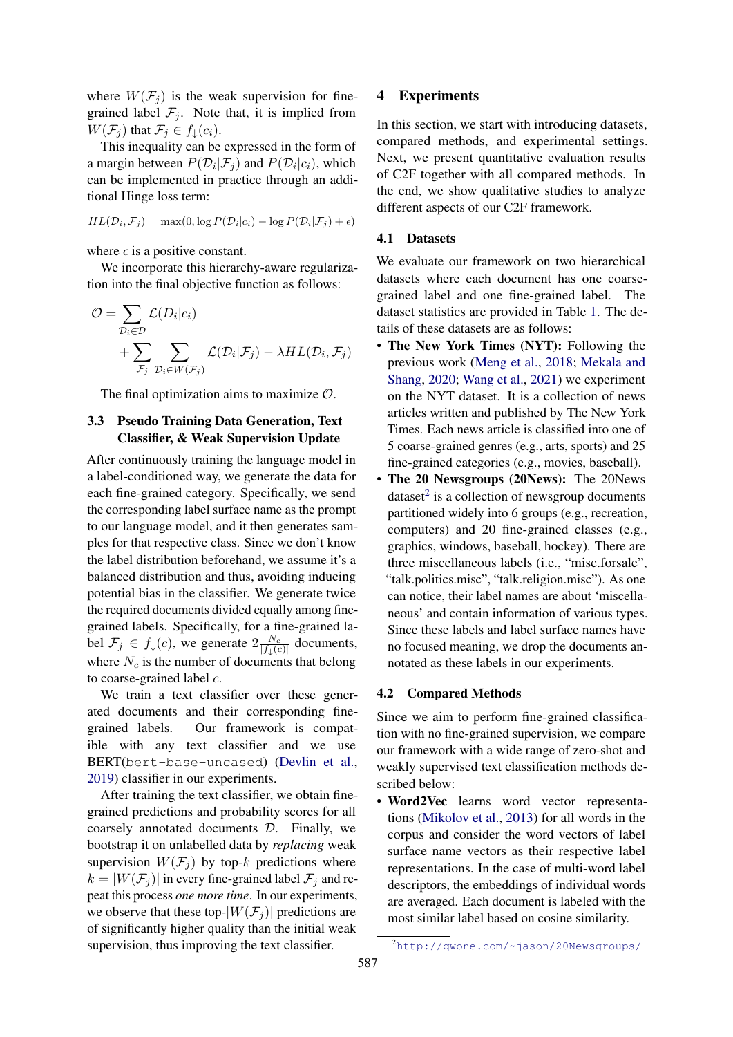where $W(\mathcal{F}_j)$ is the weak supervision for fine-grained label $\mathcal{F}_j$. Note that, it is implied from $W(\mathcal{F}_j)$ that $\mathcal{F}_j \in f_{\downarrow}(c_i)$.

This inequality can be expressed in the form of a margin between $P(\mathcal{D}_i|\mathcal{F}_j)$ and $P(\mathcal{D}_i|c_i)$, which can be implemented in practice through an additional Hinge loss term:

$$HL(\mathcal{D}_i, \mathcal{F}_j) = \max(0, \log P(\mathcal{D}_i|c_i) - \log P(\mathcal{D}_i|\mathcal{F}_j) + \epsilon)$$

where $\epsilon$ is a positive constant.

We incorporate this hierarchy-aware regularization into the final objective function as follows:

$$\mathcal{O} = \sum_{\mathcal{D}_i \in \mathcal{D}} \mathcal{L}(D_i|c_i) + \sum_{\mathcal{F}_j} \sum_{\mathcal{D}_i \in W(\mathcal{F}_j)} \mathcal{L}(\mathcal{D}_i|\mathcal{F}_j) - \lambda HL(\mathcal{D}_i, \mathcal{F}_j)$$

The final optimization aims to maximize $\mathcal{O}$.

### 3.3 Pseudo Training Data Generation, Text Classifier, & Weak Supervision Update

After continuously training the language model in a label-conditioned way, we generate the data for each fine-grained category. Specifically, we send the corresponding label surface name as the prompt to our language model, and it then generates samples for that respective class. Since we don't know the label distribution beforehand, we assume it's a balanced distribution and thus, avoiding inducing potential bias in the classifier. We generate twice the required documents divided equally among fine-grained labels. Specifically, for a fine-grained label $\mathcal{F}_j \in f_{\downarrow}(c)$, we generate $2\frac{N_c}{|f_{\downarrow}(c)|}$ documents, where $N_c$ is the number of documents that belong to coarse-grained label $c$.

We train a text classifier over these generated documents and their corresponding fine-grained labels. Our framework is compatible with any text classifier and we use BERT(`bert-base-uncased`) (Devlin et al., 2019) classifier in our experiments.

After training the text classifier, we obtain fine-grained predictions and probability scores for all coarsely annotated documents $\mathcal{D}$. Finally, we bootstrap it on unlabelled data by *replacing* weak supervision $W(\mathcal{F}_j)$ by top-$k$ predictions where $k = |W(\mathcal{F}_j)|$ in every fine-grained label $\mathcal{F}_j$ and repeat this process *one more time*. In our experiments, we observe that these top-$|W(\mathcal{F}_j)|$ predictions are of significantly higher quality than the initial weak supervision, thus improving the text classifier.

## 4 Experiments

In this section, we start with introducing datasets, compared methods, and experimental settings. Next, we present quantitative evaluation results of C2F together with all compared methods. In the end, we show qualitative studies to analyze different aspects of our C2F framework.

### 4.1 Datasets

We evaluate our framework on two hierarchical datasets where each document has one coarse-grained label and one fine-grained label. The dataset statistics are provided in Table 1. The details of these datasets are as follows:

- **The New York Times (NYT):** Following the previous work (Meng et al., 2018; Mekala and Shang, 2020; Wang et al., 2021) we experiment on the NYT dataset. It is a collection of news articles written and published by The New York Times. Each news article is classified into one of 5 coarse-grained genres (e.g., arts, sports) and 25 fine-grained categories (e.g., movies, baseball).
- **The 20 Newsgroups (20News):** The 20News dataset[2] is a collection of newsgroup documents partitioned widely into 6 groups (e.g., recreation, computers) and 20 fine-grained classes (e.g., graphics, windows, baseball, hockey). There are three miscellaneous labels (i.e., "misc.forsale", "talk.politics.misc", "talk.religion.misc"). As one can notice, their label names are about 'miscellaneous' and contain information of various types. Since these labels and label surface names have no focused meaning, we drop the documents annotated as these labels in our experiments.

### 4.2 Compared Methods

Since we aim to perform fine-grained classification with no fine-grained supervision, we compare our framework with a wide range of zero-shot and weakly supervised text classification methods described below:

- **Word2Vec** learns word vector representations (Mikolov et al., 2013) for all words in the corpus and consider the word vectors of label surface name vectors as their respective label representations. In the case of multi-word label descriptors, the embeddings of individual words are averaged. Each document is labeled with the most similar label based on cosine similarity.

[2] http://qwone.com/~jason/20Newsgroups/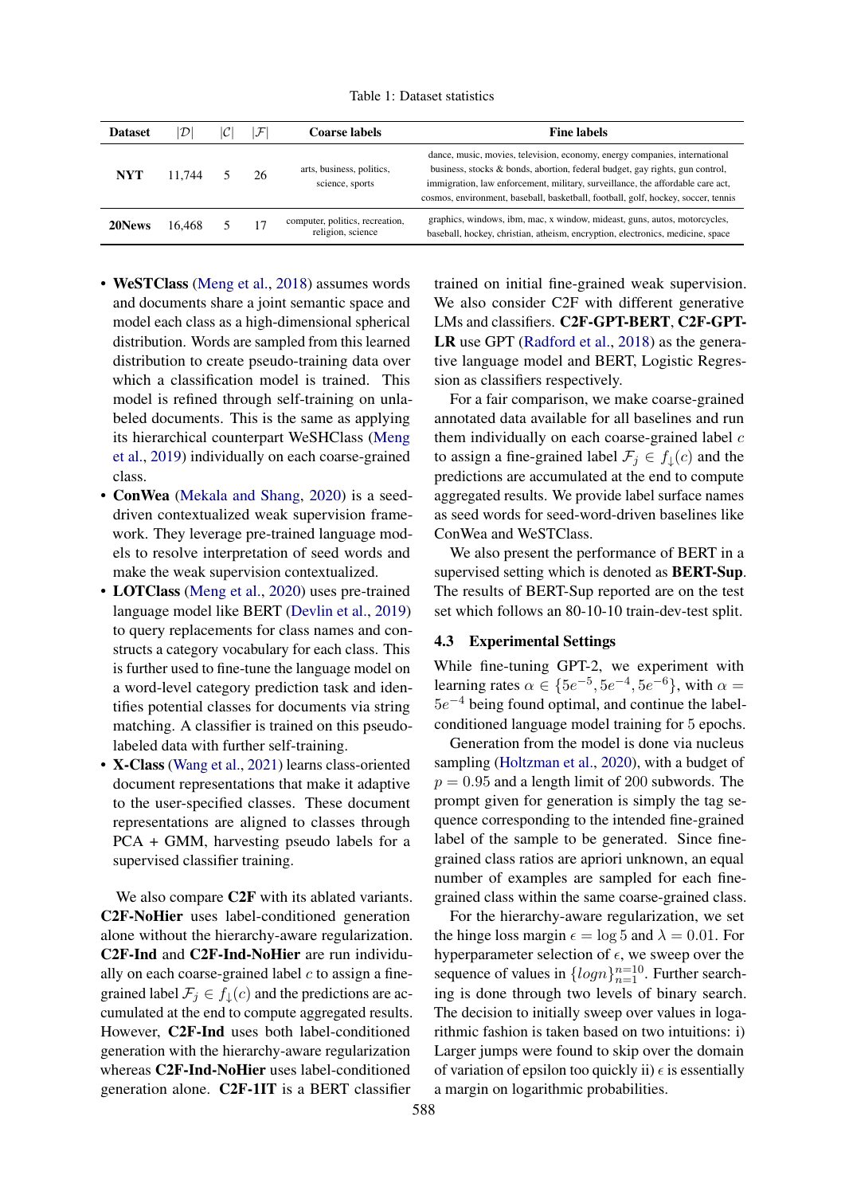Table 1: Dataset statistics

| Dataset | $\|\mathcal{D}\|$ | $\|\mathcal{C}\|$ | $\|\mathcal{F}\|$ | Coarse labels | Fine labels |
|---|---|---|---|---|---|
| **NYT** | 11,744 | 5 | 26 | arts, business, politics, science, sports | dance, music, movies, television, economy, energy companies, international business, stocks & bonds, abortion, federal budget, gay rights, gun control, immigration, law enforcement, military, surveillance, the affordable care act, cosmos, environment, baseball, basketball, football, golf, hockey, soccer, tennis |
| **20News** | 16,468 | 5 | 17 | computer, politics, recreation, religion, science | graphics, windows, ibm, mac, x window, mideast, guns, autos, motorcycles, baseball, hockey, christian, atheism, encryption, electronics, medicine, space |

- **WeSTClass** (Meng et al., 2018) assumes words and documents share a joint semantic space and model each class as a high-dimensional spherical distribution. Words are sampled from this learned distribution to create pseudo-training data over which a classification model is trained. This model is refined through self-training on unlabeled documents. This is the same as applying its hierarchical counterpart WeSHClass (Meng et al., 2019) individually on each coarse-grained class.
- **ConWea** (Mekala and Shang, 2020) is a seed-driven contextualized weak supervision framework. They leverage pre-trained language models to resolve interpretation of seed words and make the weak supervision contextualized.
- **LOTClass** (Meng et al., 2020) uses pre-trained language model like BERT (Devlin et al., 2019) to query replacements for class names and constructs a category vocabulary for each class. This is further used to fine-tune the language model on a word-level category prediction task and identifies potential classes for documents via string matching. A classifier is trained on this pseudo-labeled data with further self-training.
- **X-Class** (Wang et al., 2021) learns class-oriented document representations that make it adaptive to the user-specified classes. These document representations are aligned to classes through PCA + GMM, harvesting pseudo labels for a supervised classifier training.

We also compare **C2F** with its ablated variants. **C2F-NoHier** uses label-conditioned generation alone without the hierarchy-aware regularization. **C2F-Ind** and **C2F-Ind-NoHier** are run individually on each coarse-grained label $c$ to assign a fine-grained label $\mathcal{F}_j \in f_{\downarrow}(c)$ and the predictions are accumulated at the end to compute aggregated results. However, **C2F-Ind** uses both label-conditioned generation with the hierarchy-aware regularization whereas **C2F-Ind-NoHier** uses label-conditioned generation alone. **C2F-1IT** is a BERT classifier trained on initial fine-grained weak supervision. We also consider C2F with different generative LMs and classifiers. **C2F-GPT-BERT**, **C2F-GPT-LR** use GPT (Radford et al., 2018) as the generative language model and BERT, Logistic Regression as classifiers respectively.

For a fair comparison, we make coarse-grained annotated data available for all baselines and run them individually on each coarse-grained label $c$ to assign a fine-grained label $\mathcal{F}_j \in f_{\downarrow}(c)$ and the predictions are accumulated at the end to compute aggregated results. We provide label surface names as seed words for seed-word-driven baselines like ConWea and WeSTClass.

We also present the performance of BERT in a supervised setting which is denoted as **BERT-Sup**. The results of BERT-Sup reported are on the test set which follows an 80-10-10 train-dev-test split.

### 4.3 Experimental Settings

While fine-tuning GPT-2, we experiment with learning rates $\alpha \in \{5e^{-5}, 5e^{-4}, 5e^{-6}\}$, with $\alpha = 5e^{-4}$ being found optimal, and continue the label-conditioned language model training for 5 epochs.

Generation from the model is done via nucleus sampling (Holtzman et al., 2020), with a budget of $p = 0.95$ and a length limit of 200 subwords. The prompt given for generation is simply the tag sequence corresponding to the intended fine-grained label of the sample to be generated. Since fine-grained class ratios are apriori unknown, an equal number of examples are sampled for each fine-grained class within the same coarse-grained class.

For the hierarchy-aware regularization, we set the hinge loss margin $\epsilon = \log 5$ and $\lambda = 0.01$. For hyperparameter selection of $\epsilon$, we sweep over the sequence of values in $\{logn\}_{n=1}^{n=10}$. Further searching is done through two levels of binary search. The decision to initially sweep over values in logarithmic fashion is taken based on two intuitions: i) Larger jumps were found to skip over the domain of variation of epsilon too quickly ii) $\epsilon$ is essentially a margin on logarithmic probabilities.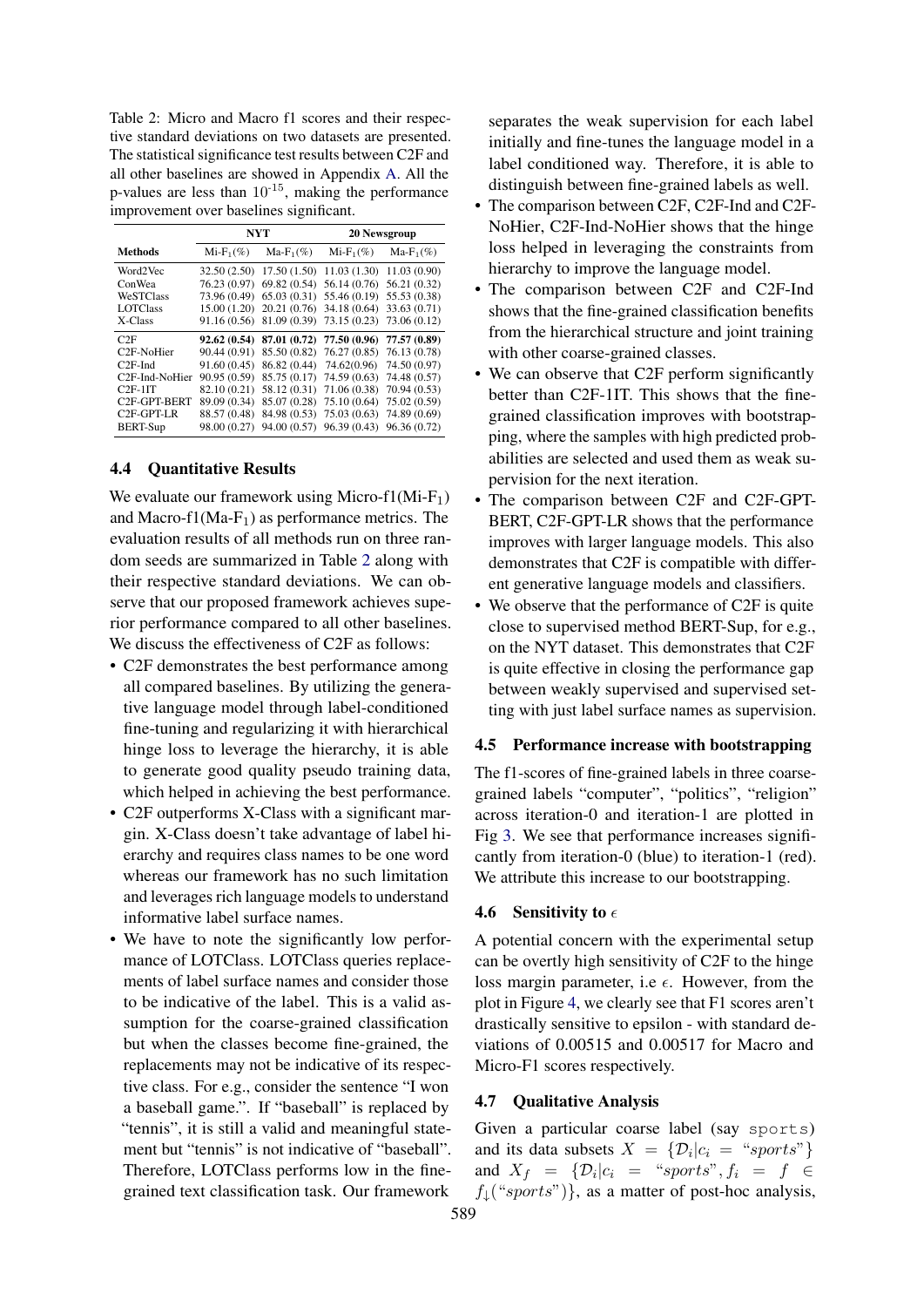Table 2: Micro and Macro f1 scores and their respective standard deviations on two datasets are presented. The statistical significance test results between C2F and all other baselines are showed in Appendix A. All the p-values are less than $10^{-15}$, making the performance improvement over baselines significant.

| | NYT | | 20 Newsgroup | |
|---|---|---|---|---|
| **Methods** | Mi-$F_1$(%) | Ma-$F_1$(%) | Mi-$F_1$(%) | Ma-$F_1$(%) |
| Word2Vec | 32.50 (2.50) | 17.50 (1.50) | 11.03 (1.30) | 11.03 (0.90) |
| ConWea | 76.23 (0.97) | 69.82 (0.54) | 56.14 (0.76) | 56.21 (0.32) |
| WeSTClass | 73.96 (0.49) | 65.03 (0.31) | 55.46 (0.19) | 55.53 (0.38) |
| LOTClass | 15.00 (1.20) | 20.21 (0.76) | 34.18 (0.64) | 33.63 (0.71) |
| X-Class | 91.16 (0.56) | 81.09 (0.39) | 73.15 (0.23) | 73.06 (0.12) |
| C2F | **92.62 (0.54)** | **87.01 (0.72)** | **77.50 (0.96)** | **77.57 (0.89)** |
| C2F-NoHier | 90.44 (0.91) | 85.50 (0.82) | 76.27 (0.85) | 76.13 (0.78) |
| C2F-Ind | 91.60 (0.45) | 86.82 (0.44) | 74.62(0.96) | 74.50 (0.97) |
| C2F-Ind-NoHier | 90.95 (0.59) | 85.75 (0.17) | 74.59 (0.63) | 74.48 (0.57) |
| C2F-1IT | 82.10 (0.21) | 58.12 (0.31) | 71.06 (0.38) | 70.94 (0.53) |
| C2F-GPT-BERT | 89.09 (0.34) | 85.07 (0.28) | 75.10 (0.64) | 75.02 (0.59) |
| C2F-GPT-LR | 88.57 (0.48) | 84.98 (0.53) | 75.03 (0.63) | 74.89 (0.69) |
| BERT-Sup | 98.00 (0.27) | 94.00 (0.57) | 96.39 (0.43) | 96.36 (0.72) |

### 4.4 Quantitative Results

We evaluate our framework using Micro-f1(Mi-$F_1$) and Macro-f1(Ma-$F_1$) as performance metrics. The evaluation results of all methods run on three random seeds are summarized in Table 2 along with their respective standard deviations. We can observe that our proposed framework achieves superior performance compared to all other baselines. We discuss the effectiveness of C2F as follows:

- C2F demonstrates the best performance among all compared baselines. By utilizing the generative language model through label-conditioned fine-tuning and regularizing it with hierarchical hinge loss to leverage the hierarchy, it is able to generate good quality pseudo training data, which helped in achieving the best performance.
- C2F outperforms X-Class with a significant margin. X-Class doesn't take advantage of label hierarchy and requires class names to be one word whereas our framework has no such limitation and leverages rich language models to understand informative label surface names.
- We have to note the significantly low performance of LOTClass. LOTClass queries replacements of label surface names and consider those to be indicative of the label. This is a valid assumption for the coarse-grained classification but when the classes become fine-grained, the replacements may not be indicative of its respective class. For e.g., consider the sentence "I won a baseball game.". If "baseball" is replaced by "tennis", it is still a valid and meaningful statement but "tennis" is not indicative of "baseball". Therefore, LOTClass performs low in the fine-grained text classification task. Our framework separates the weak supervision for each label initially and fine-tunes the language model in a label conditioned way. Therefore, it is able to distinguish between fine-grained labels as well.
- The comparison between C2F, C2F-Ind and C2F-NoHier, C2F-Ind-NoHier shows that the hinge loss helped in leveraging the constraints from hierarchy to improve the language model.
- The comparison between C2F and C2F-Ind shows that the fine-grained classification benefits from the hierarchical structure and joint training with other coarse-grained classes.
- We can observe that C2F perform significantly better than C2F-1IT. This shows that the fine-grained classification improves with bootstrapping, where the samples with high predicted probabilities are selected and used them as weak supervision for the next iteration.
- The comparison between C2F and C2F-GPT-BERT, C2F-GPT-LR shows that the performance improves with larger language models. This also demonstrates that C2F is compatible with different generative language models and classifiers.
- We observe that the performance of C2F is quite close to supervised method BERT-Sup, for e.g., on the NYT dataset. This demonstrates that C2F is quite effective in closing the performance gap between weakly supervised and supervised setting with just label surface names as supervision.

### 4.5 Performance increase with bootstrapping

The f1-scores of fine-grained labels in three coarse-grained labels "computer", "politics", "religion" across iteration-0 and iteration-1 are plotted in Fig 3. We see that performance increases significantly from iteration-0 (blue) to iteration-1 (red). We attribute this increase to our bootstrapping.

### 4.6 Sensitivity to $\epsilon$

A potential concern with the experimental setup can be overtly high sensitivity of C2F to the hinge loss margin parameter, i.e $\epsilon$. However, from the plot in Figure 4, we clearly see that F1 scores aren't drastically sensitive to epsilon - with standard deviations of 0.00515 and 0.00517 for Macro and Micro-F1 scores respectively.

### 4.7 Qualitative Analysis

Given a particular coarse label (say `sports`) and its data subsets $X = \{\mathcal{D}_i | c_i = \text{"}sports\text{"}\}$ and $X_f = \{\mathcal{D}_i | c_i = \text{"}sports\text{"}, f_i = f \in f_{\downarrow}(\text{"}sports\text{"})\}$, as a matter of post-hoc analysis,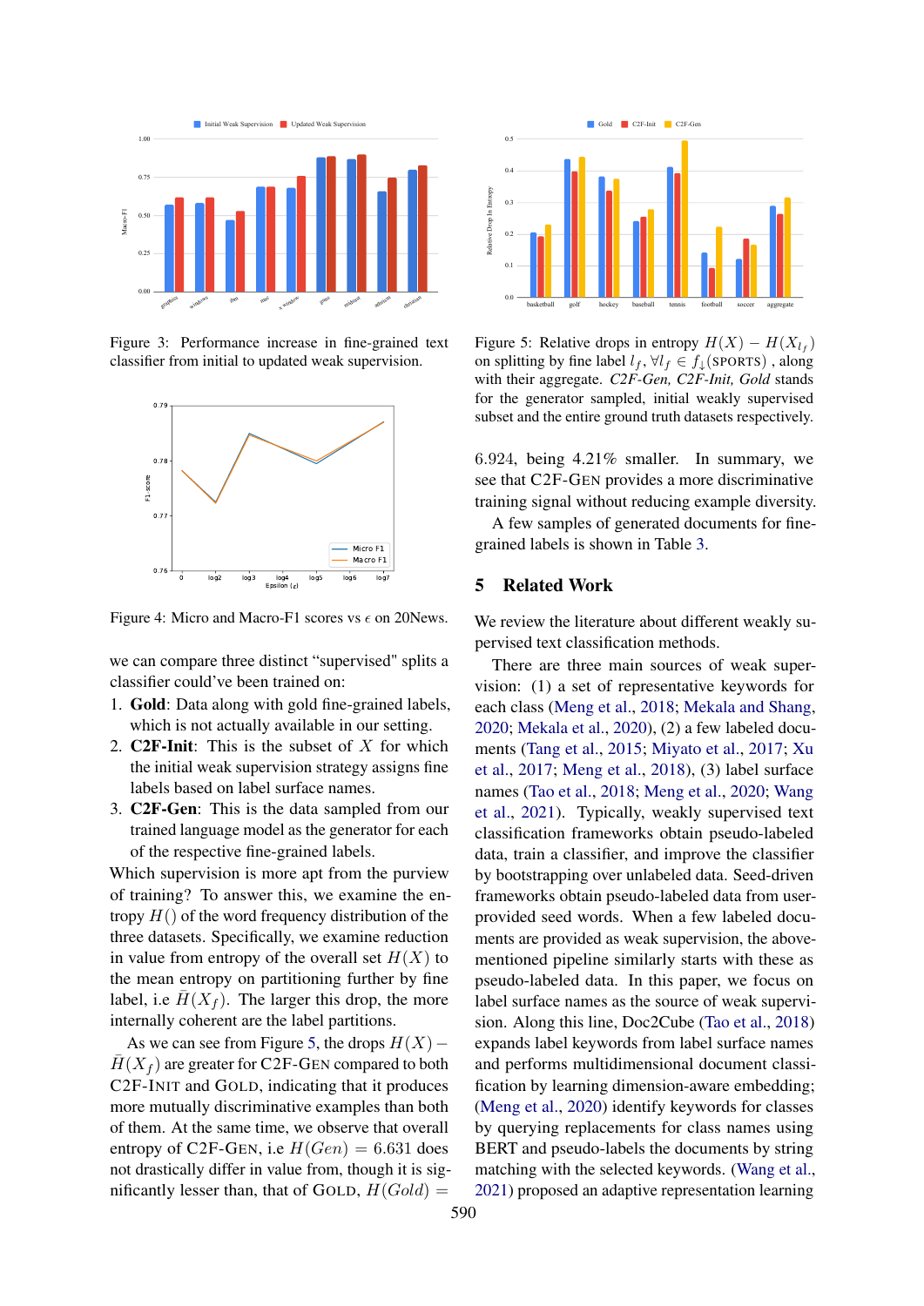Figure 3: Performance increase in fine-grained text classifier from initial to updated weak supervision.

Figure 4: Micro and Macro-F1 scores vs $\epsilon$ on 20News.

we can compare three distinct "supervised" splits a classifier could've been trained on:

1. **Gold**: Data along with gold fine-grained labels, which is not actually available in our setting.
2. **C2F-Init**: This is the subset of $X$ for which the initial weak supervision strategy assigns fine labels based on label surface names.
3. **C2F-Gen**: This is the data sampled from our trained language model as the generator for each of the respective fine-grained labels.

Which supervision is more apt from the purview of training? To answer this, we examine the entropy $H()$ of the word frequency distribution of the three datasets. Specifically, we examine reduction in value from entropy of the overall set $H(X)$ to the mean entropy on partitioning further by fine label, i.e $\bar{H}(X_f)$. The larger this drop, the more internally coherent are the label partitions.

As we can see from Figure 5, the drops $H(X) - \bar{H}(X_f)$ are greater for C2F-GEN compared to both C2F-INIT and GOLD, indicating that it produces more mutually discriminative examples than both of them. At the same time, we observe that overall entropy of C2F-GEN, i.e $H(Gen) = 6.631$ does not drastically differ in value from, though it is significantly lesser than, that of GOLD, $H(Gold) = 6.924$, being 4.21% smaller. In summary, we see that C2F-GEN provides a more discriminative training signal without reducing example diversity.

Figure 5: Relative drops in entropy $H(X) - H(X_{l_f})$ on splitting by fine label $l_f, \forall l_f \in f_{\downarrow}(\text{SPORTS})$, along with their aggregate. *C2F-Gen, C2F-Init, Gold* stands for the generator sampled, initial weakly supervised subset and the entire ground truth datasets respectively.

A few samples of generated documents for fine-grained labels is shown in Table 3.

## 5 Related Work

We review the literature about different weakly supervised text classification methods.

There are three main sources of weak supervision: (1) a set of representative keywords for each class (Meng et al., 2018; Mekala and Shang, 2020; Mekala et al., 2020), (2) a few labeled documents (Tang et al., 2015; Miyato et al., 2017; Xu et al., 2017; Meng et al., 2018), (3) label surface names (Tao et al., 2018; Meng et al., 2020; Wang et al., 2021). Typically, weakly supervised text classification frameworks obtain pseudo-labeled data, train a classifier, and improve the classifier by bootstrapping over unlabeled data. Seed-driven frameworks obtain pseudo-labeled data from user-provided seed words. When a few labeled documents are provided as weak supervision, the above-mentioned pipeline similarly starts with these as pseudo-labeled data. In this paper, we focus on label surface names as the source of weak supervision. Along this line, Doc2Cube (Tao et al., 2018) expands label keywords from label surface names and performs multidimensional document classification by learning dimension-aware embedding; (Meng et al., 2020) identify keywords for classes by querying replacements for class names using BERT and pseudo-labels the documents by string matching with the selected keywords. (Wang et al., 2021) proposed an adaptive representation learning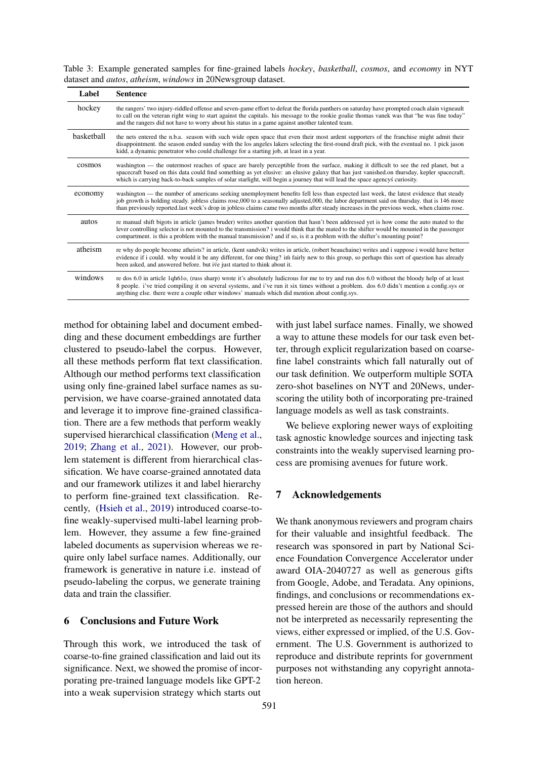Table 3: Example generated samples for fine-grained labels *hockey*, *basketball*, *cosmos*, and *economy* in NYT dataset and *autos*, *atheism*, *windows* in 20Newsgroup dataset.

| Label | Sentence |
|---|---|
| hockey | the rangers' two injury-riddled offense and seven-game effort to defeat the florida panthers on saturday have prompted coach alain vigneault to call on the veteran right wing to start against the capitals. his message to the rookie goalie thomas vanek was that "he was fine today" and the rangers did not have to worry about his status in a game against another talented team. |
| basketball | the nets entered the n.b.a. season with such wide open space that even their most ardent supporters of the franchise might admit their disappointment. the season ended sunday with the los angeles lakers selecting the first-round draft pick, with the eventual no. 1 pick jason kidd, a dynamic penetrator who could challenge for a starting job, at least in a year. |
| cosmos | washington — the outermost reaches of space are barely perceptible from the surface, making it difficult to see the red planet, but a spacecraft based on this data could find something as yet elusive: an elusive galaxy that has just vanished.on thursday, kepler spacecraft, which is carrying back-to-back samples of solar starlight, will begin a journey that will lead the space agencyś curiosity. |
| economy | washington — the number of americans seeking unemployment benefits fell less than expected last week, the latest evidence that steady job growth is holding steady. jobless claims rose,000 to a seasonally adjusted,000, the labor department said on thursday. that is 146 more than previously reported.last week's drop in jobless claims came two months after steady increases in the previous week, when claims rose. |
| autos | re manual shift bigots in article (james bruder) writes another question that hasn't been addressed yet is how come the auto mated to the lever controlling selector is not mounted to the transmission? i would think that the mated to the shifter would be mounted in the passenger compartment. is this a problem with the manual transmission? and if so, is it a problem with the shifter's mounting point? |
| atheism | re why do people become atheists? in article, (kent sandvik) writes in article, (robert beauchaine) writes and i suppose i would have better evidence if i could. why would it be any different, for one thing? iḿ fairly new to this group, so perhaps this sort of question has already been asked, and answered before. but iv́e just started to think about it. |
| windows | re dos 6.0 in article 1qh61o, (russ sharp) wrote it's absolutely ludicrous for me to try and run dos 6.0 without the bloody help of at least 8 people. i've tried compiling it on several systems, and i've run it six times without a problem. dos 6.0 didn't mention a config.sys or anything else. there were a couple other windows' manuals which did mention about config.sys. |

method for obtaining label and document embedding and these document embeddings are further clustered to pseudo-label the corpus. However, all these methods perform flat text classification. Although our method performs text classification using only fine-grained label surface names as supervision, we have coarse-grained annotated data and leverage it to improve fine-grained classification. There are a few methods that perform weakly supervised hierarchical classification (Meng et al., 2019; Zhang et al., 2021). However, our problem statement is different from hierarchical classification. We have coarse-grained annotated data and our framework utilizes it and label hierarchy to perform fine-grained text classification. Recently, (Hsieh et al., 2019) introduced coarse-to-fine weakly-supervised multi-label learning problem. However, they assume a few fine-grained labeled documents as supervision whereas we require only label surface names. Additionally, our framework is generative in nature i.e. instead of pseudo-labeling the corpus, we generate training data and train the classifier.

## 6 Conclusions and Future Work

Through this work, we introduced the task of coarse-to-fine grained classification and laid out its significance. Next, we showed the promise of incorporating pre-trained language models like GPT-2 into a weak supervision strategy which starts out with just label surface names. Finally, we showed a way to attune these models for our task even better, through explicit regularization based on coarse-fine label constraints which fall naturally out of our task definition. We outperform multiple SOTA zero-shot baselines on NYT and 20News, underscoring the utility both of incorporating pre-trained language models as well as task constraints.

We believe exploring newer ways of exploiting task agnostic knowledge sources and injecting task constraints into the weakly supervised learning process are promising avenues for future work.

## 7 Acknowledgements

We thank anonymous reviewers and program chairs for their valuable and insightful feedback. The research was sponsored in part by National Science Foundation Convergence Accelerator under award OIA-2040727 as well as generous gifts from Google, Adobe, and Teradata. Any opinions, findings, and conclusions or recommendations expressed herein are those of the authors and should not be interpreted as necessarily representing the views, either expressed or implied, of the U.S. Government. The U.S. Government is authorized to reproduce and distribute reprints for government purposes not withstanding any copyright annotation hereon.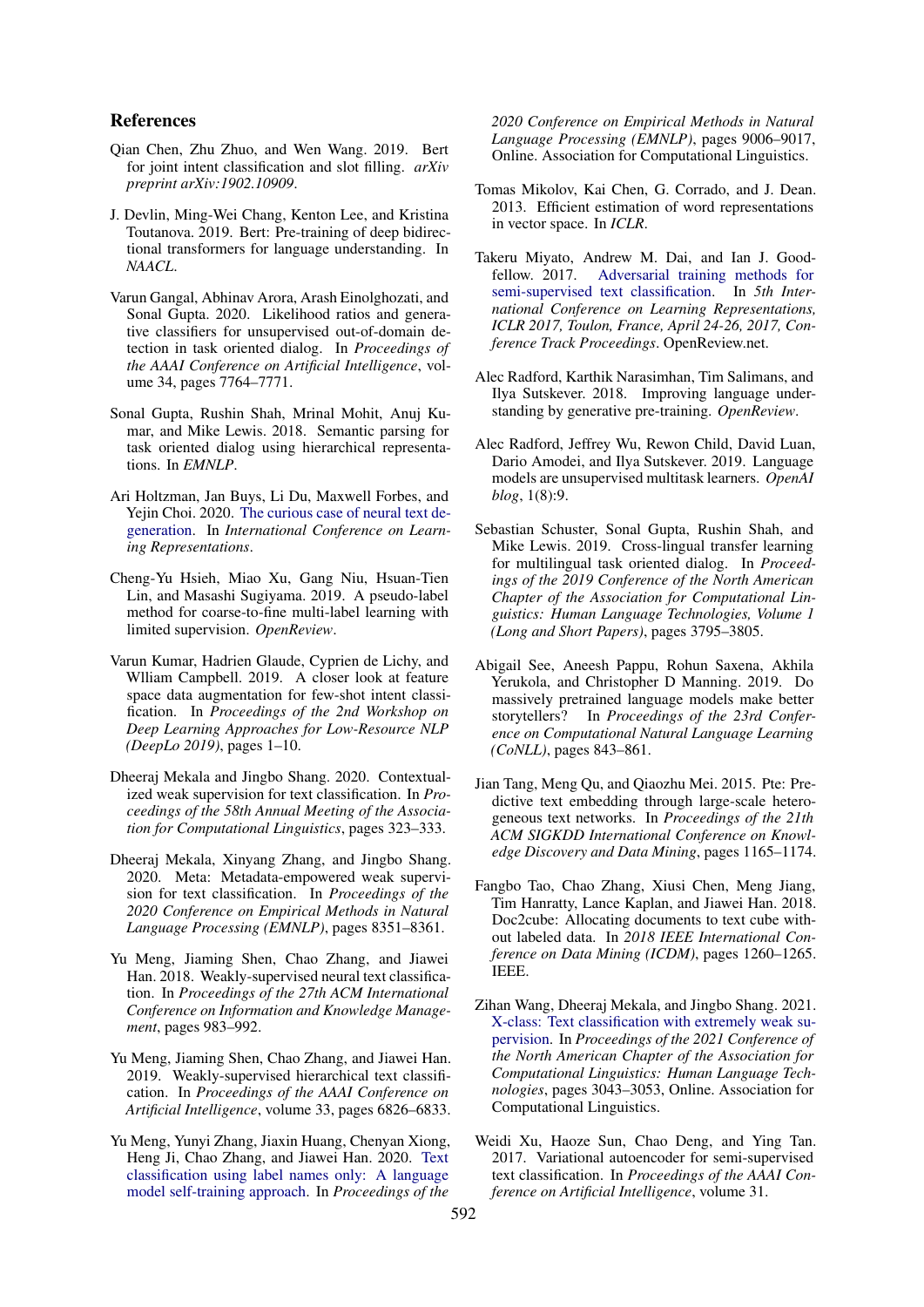## References

Qian Chen, Zhu Zhuo, and Wen Wang. 2019. Bert for joint intent classification and slot filling. *arXiv preprint arXiv:1902.10909*.

J. Devlin, Ming-Wei Chang, Kenton Lee, and Kristina Toutanova. 2019. Bert: Pre-training of deep bidirectional transformers for language understanding. In *NAACL*.

Varun Gangal, Abhinav Arora, Arash Einolghozati, and Sonal Gupta. 2020. Likelihood ratios and generative classifiers for unsupervised out-of-domain detection in task oriented dialog. In *Proceedings of the AAAI Conference on Artificial Intelligence*, volume 34, pages 7764–7771.

Sonal Gupta, Rushin Shah, Mrinal Mohit, Anuj Kumar, and Mike Lewis. 2018. Semantic parsing for task oriented dialog using hierarchical representations. In *EMNLP*.

Ari Holtzman, Jan Buys, Li Du, Maxwell Forbes, and Yejin Choi. 2020. The curious case of neural text degeneration. In *International Conference on Learning Representations*.

Cheng-Yu Hsieh, Miao Xu, Gang Niu, Hsuan-Tien Lin, and Masashi Sugiyama. 2019. A pseudo-label method for coarse-to-fine multi-label learning with limited supervision. *OpenReview*.

Varun Kumar, Hadrien Glaude, Cyprien de Lichy, and Wlliam Campbell. 2019. A closer look at feature space data augmentation for few-shot intent classification. In *Proceedings of the 2nd Workshop on Deep Learning Approaches for Low-Resource NLP (DeepLo 2019)*, pages 1–10.

Dheeraj Mekala and Jingbo Shang. 2020. Contextualized weak supervision for text classification. In *Proceedings of the 58th Annual Meeting of the Association for Computational Linguistics*, pages 323–333.

Dheeraj Mekala, Xinyang Zhang, and Jingbo Shang. 2020. Meta: Metadata-empowered weak supervision for text classification. In *Proceedings of the 2020 Conference on Empirical Methods in Natural Language Processing (EMNLP)*, pages 8351–8361.

Yu Meng, Jiaming Shen, Chao Zhang, and Jiawei Han. 2018. Weakly-supervised neural text classification. In *Proceedings of the 27th ACM International Conference on Information and Knowledge Management*, pages 983–992.

Yu Meng, Jiaming Shen, Chao Zhang, and Jiawei Han. 2019. Weakly-supervised hierarchical text classification. In *Proceedings of the AAAI Conference on Artificial Intelligence*, volume 33, pages 6826–6833.

Yu Meng, Yunyi Zhang, Jiaxin Huang, Chenyan Xiong, Heng Ji, Chao Zhang, and Jiawei Han. 2020. Text classification using label names only: A language model self-training approach. In *Proceedings of the 2020 Conference on Empirical Methods in Natural Language Processing (EMNLP)*, pages 9006–9017, Online. Association for Computational Linguistics.

Tomas Mikolov, Kai Chen, G. Corrado, and J. Dean. 2013. Efficient estimation of word representations in vector space. In *ICLR*.

Takeru Miyato, Andrew M. Dai, and Ian J. Goodfellow. 2017. Adversarial training methods for semi-supervised text classification. In *5th International Conference on Learning Representations, ICLR 2017, Toulon, France, April 24-26, 2017, Conference Track Proceedings*. OpenReview.net.

Alec Radford, Karthik Narasimhan, Tim Salimans, and Ilya Sutskever. 2018. Improving language understanding by generative pre-training. *OpenReview*.

Alec Radford, Jeffrey Wu, Rewon Child, David Luan, Dario Amodei, and Ilya Sutskever. 2019. Language models are unsupervised multitask learners. *OpenAI blog*, 1(8):9.

Sebastian Schuster, Sonal Gupta, Rushin Shah, and Mike Lewis. 2019. Cross-lingual transfer learning for multilingual task oriented dialog. In *Proceedings of the 2019 Conference of the North American Chapter of the Association for Computational Linguistics: Human Language Technologies, Volume 1 (Long and Short Papers)*, pages 3795–3805.

Abigail See, Aneesh Pappu, Rohun Saxena, Akhila Yerukola, and Christopher D Manning. 2019. Do massively pretrained language models make better storytellers? In *Proceedings of the 23rd Conference on Computational Natural Language Learning (CoNLL)*, pages 843–861.

Jian Tang, Meng Qu, and Qiaozhu Mei. 2015. Pte: Predictive text embedding through large-scale heterogeneous text networks. In *Proceedings of the 21th ACM SIGKDD International Conference on Knowledge Discovery and Data Mining*, pages 1165–1174.

Fangbo Tao, Chao Zhang, Xiusi Chen, Meng Jiang, Tim Hanratty, Lance Kaplan, and Jiawei Han. 2018. Doc2cube: Allocating documents to text cube without labeled data. In *2018 IEEE International Conference on Data Mining (ICDM)*, pages 1260–1265. IEEE.

Zihan Wang, Dheeraj Mekala, and Jingbo Shang. 2021. X-class: Text classification with extremely weak supervision. In *Proceedings of the 2021 Conference of the North American Chapter of the Association for Computational Linguistics: Human Language Technologies*, pages 3043–3053, Online. Association for Computational Linguistics.

Weidi Xu, Haoze Sun, Chao Deng, and Ying Tan. 2017. Variational autoencoder for semi-supervised text classification. In *Proceedings of the AAAI Conference on Artificial Intelligence*, volume 31.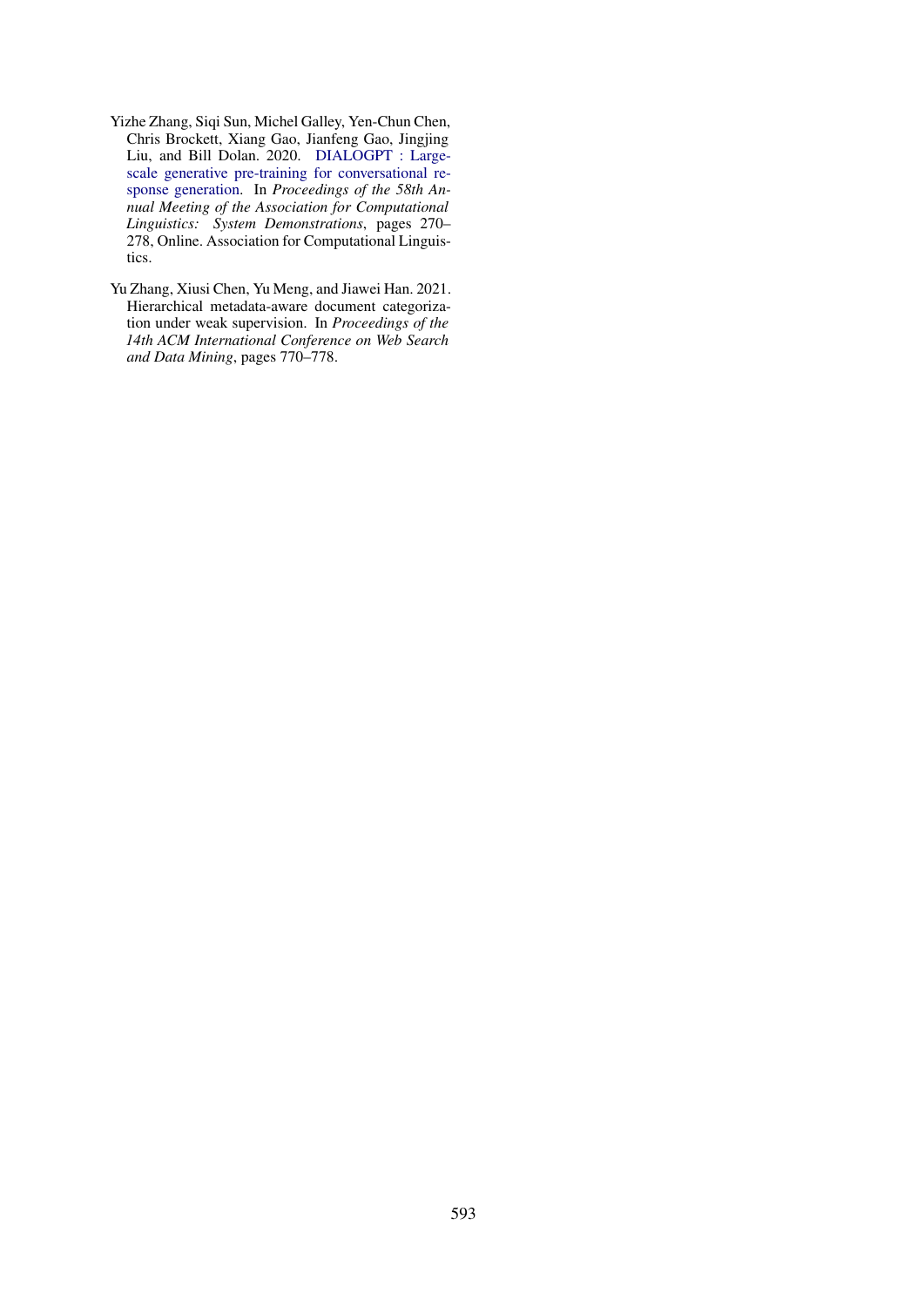Yizhe Zhang, Siqi Sun, Michel Galley, Yen-Chun Chen, Chris Brockett, Xiang Gao, Jianfeng Gao, Jingjing Liu, and Bill Dolan. 2020. DIALOGPT : Large-scale generative pre-training for conversational response generation. In *Proceedings of the 58th Annual Meeting of the Association for Computational Linguistics: System Demonstrations*, pages 270–278, Online. Association for Computational Linguistics.

Yu Zhang, Xiusi Chen, Yu Meng, and Jiawei Han. 2021. Hierarchical metadata-aware document categorization under weak supervision. In *Proceedings of the 14th ACM International Conference on Web Search and Data Mining*, pages 770–778.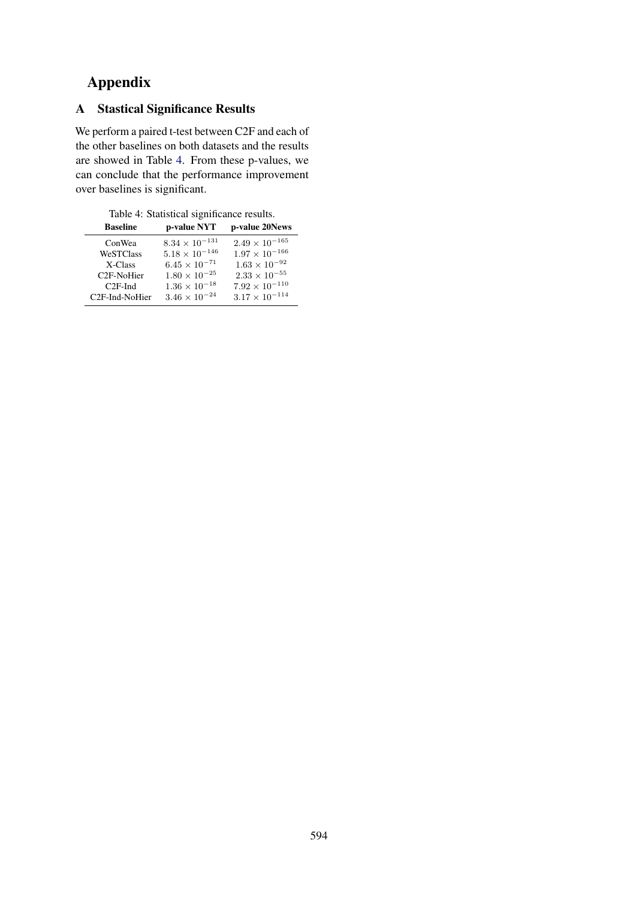# Appendix

## A Stastical Significance Results

We perform a paired t-test between C2F and each of the other baselines on both datasets and the results are showed in Table 4. From these p-values, we can conclude that the performance improvement over baselines is significant.

Table 4: Statistical significance results.

| Baseline | p-value NYT | p-value 20News |
|---|---|---|
| ConWea | $8.34 \times 10^{-131}$ | $2.49 \times 10^{-165}$ |
| WeSTClass | $5.18 \times 10^{-146}$ | $1.97 \times 10^{-166}$ |
| X-Class | $6.45 \times 10^{-71}$ | $1.63 \times 10^{-92}$ |
| C2F-NoHier | $1.80 \times 10^{-25}$ | $2.33 \times 10^{-55}$ |
| C2F-Ind | $1.36 \times 10^{-18}$ | $7.92 \times 10^{-110}$ |
| C2F-Ind-NoHier | $3.46 \times 10^{-24}$ | $3.17 \times 10^{-114}$ |